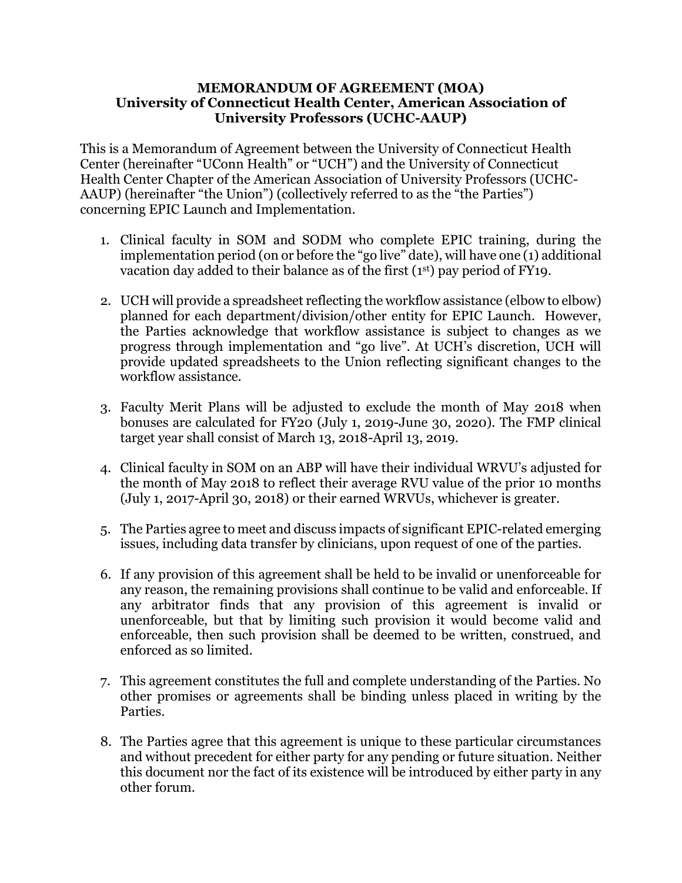**MEMORANDUM OF AGREEMENT (MOA)**
**University of Connecticut Health Center, American Association of University Professors (UCHC-AAUP)**

This is a Memorandum of Agreement between the University of Connecticut Health Center (hereinafter "UConn Health" or "UCH") and the University of Connecticut Health Center Chapter of the American Association of University Professors (UCHC-AAUP) (hereinafter "the Union") (collectively referred to as the "the Parties") concerning EPIC Launch and Implementation.

1. Clinical faculty in SOM and SODM who complete EPIC training, during the implementation period (on or before the "go live" date), will have one (1) additional vacation day added to their balance as of the first (1st) pay period of FY19.

2. UCH will provide a spreadsheet reflecting the workflow assistance (elbow to elbow) planned for each department/division/other entity for EPIC Launch. However, the Parties acknowledge that workflow assistance is subject to changes as we progress through implementation and "go live". At UCH's discretion, UCH will provide updated spreadsheets to the Union reflecting significant changes to the workflow assistance.

3. Faculty Merit Plans will be adjusted to exclude the month of May 2018 when bonuses are calculated for FY20 (July 1, 2019-June 30, 2020). The FMP clinical target year shall consist of March 13, 2018-April 13, 2019.

4. Clinical faculty in SOM on an ABP will have their individual WRVU's adjusted for the month of May 2018 to reflect their average RVU value of the prior 10 months (July 1, 2017-April 30, 2018) or their earned WRVUs, whichever is greater.

5. The Parties agree to meet and discuss impacts of significant EPIC-related emerging issues, including data transfer by clinicians, upon request of one of the parties.

6. If any provision of this agreement shall be held to be invalid or unenforceable for any reason, the remaining provisions shall continue to be valid and enforceable. If any arbitrator finds that any provision of this agreement is invalid or unenforceable, but that by limiting such provision it would become valid and enforceable, then such provision shall be deemed to be written, construed, and enforced as so limited.

7. This agreement constitutes the full and complete understanding of the Parties. No other promises or agreements shall be binding unless placed in writing by the Parties.

8. The Parties agree that this agreement is unique to these particular circumstances and without precedent for either party for any pending or future situation. Neither this document nor the fact of its existence will be introduced by either party in any other forum.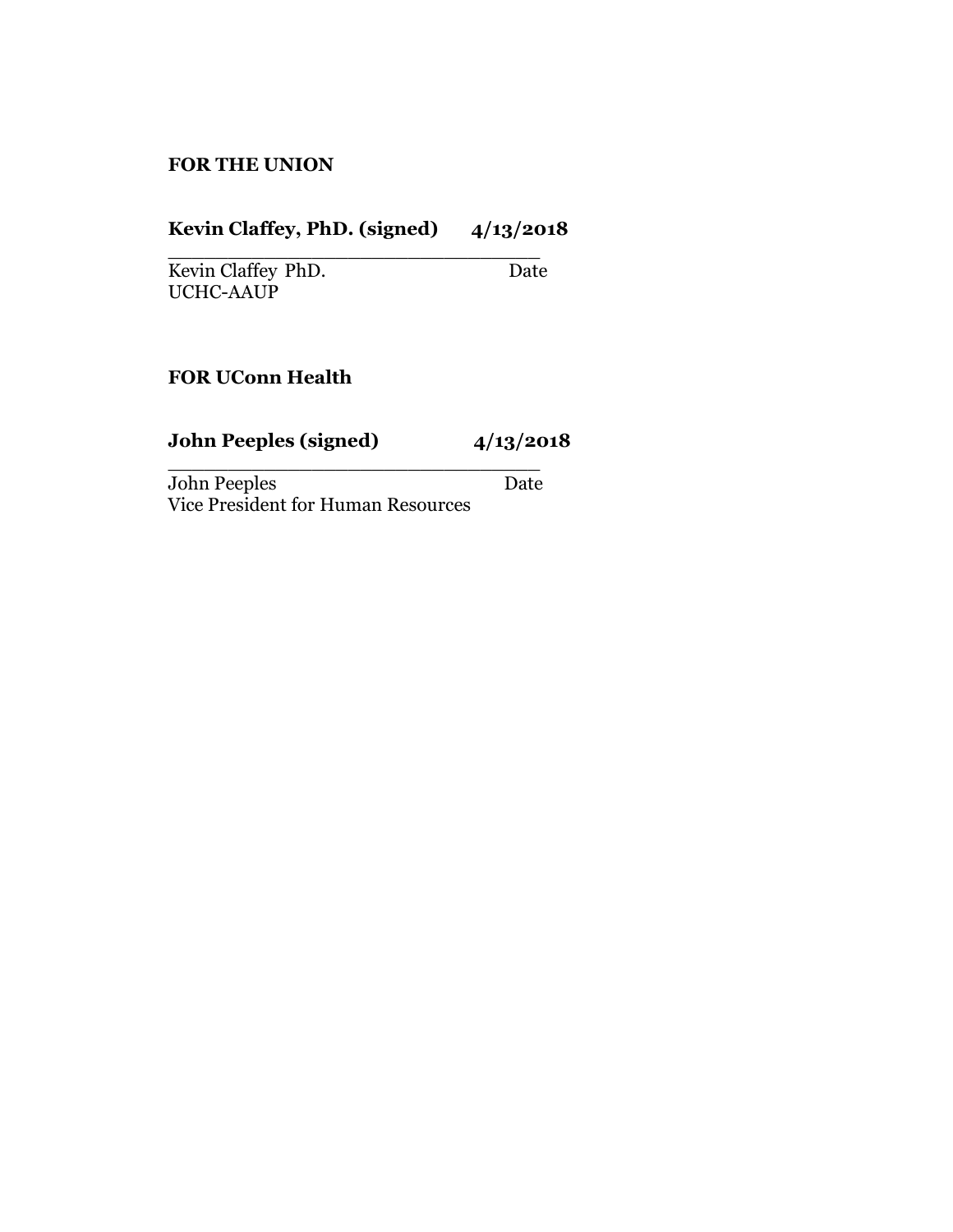**FOR THE UNION**

**Kevin Claffey, PhD. (signed)      4/13/2018**

\_\_\_\_\_\_\_\_\_\_\_\_\_\_\_\_\_\_\_\_\_\_\_\_\_\_\_\_\_\_\_\_
Kevin Claffey PhD.                              Date
UCHC-AAUP

**FOR UConn Health**

**John Peeples (signed)              4/13/2018**

\_\_\_\_\_\_\_\_\_\_\_\_\_\_\_\_\_\_\_\_\_\_\_\_\_\_\_\_\_\_\_\_
John Peeples                                      Date
Vice President for Human Resources